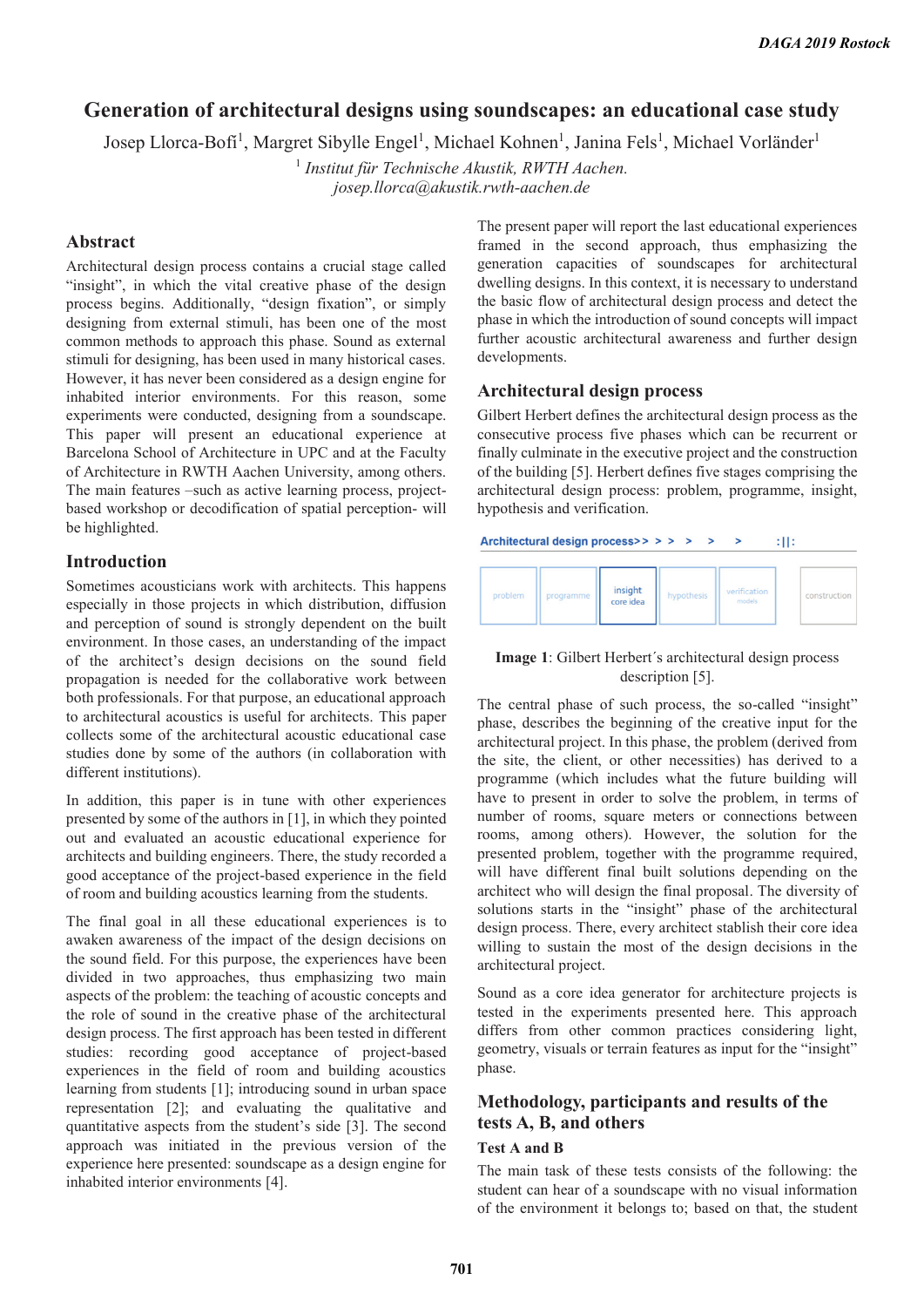// Source text reproduced verbatim, including apparent typos ("stablish", "consecutive process five phases").
# Generation of architectural designs using soundscapes: an educational case study

Josep Llorca-Bofí[1], Margret Sibylle Engel[1], Michael Kohnen[1], Janina Fels[1], Michael Vorländer[1]

[1] *Institut für Technische Akustik, RWTH Aachen.*
*josep.llorca@akustik.rwth-aachen.de*

## Abstract

Architectural design process contains a crucial stage called "insight", in which the vital creative phase of the design process begins. Additionally, "design fixation", or simply designing from external stimuli, has been one of the most common methods to approach this phase. Sound as external stimuli for designing, has been used in many historical cases. However, it has never been considered as a design engine for inhabited interior environments. For this reason, some experiments were conducted, designing from a soundscape. This paper will present an educational experience at Barcelona School of Architecture in UPC and at the Faculty of Architecture in RWTH Aachen University, among others. The main features –such as active learning process, project-based workshop or decodification of spatial perception- will be highlighted.

## Introduction

Sometimes acousticians work with architects. This happens especially in those projects in which distribution, diffusion and perception of sound is strongly dependent on the built environment. In those cases, an understanding of the impact of the architect's design decisions on the sound field propagation is needed for the collaborative work between both professionals. For that purpose, an educational approach to architectural acoustics is useful for architects. This paper collects some of the architectural acoustic educational case studies done by some of the authors (in collaboration with different institutions).

In addition, this paper is in tune with other experiences presented by some of the authors in [1], in which they pointed out and evaluated an acoustic educational experience for architects and building engineers. There, the study recorded a good acceptance of the project-based experience in the field of room and building acoustics learning from the students.

The final goal in all these educational experiences is to awaken awareness of the impact of the design decisions on the sound field. For this purpose, the experiences have been divided in two approaches, thus emphasizing two main aspects of the problem: the teaching of acoustic concepts and the role of sound in the creative phase of the architectural design process. The first approach has been tested in different studies: recording good acceptance of project-based experiences in the field of room and building acoustics learning from students [1]; introducing sound in urban space representation [2]; and evaluating the qualitative and quantitative aspects from the student's side [3]. The second approach was initiated in the previous version of the experience here presented: soundscape as a design engine for inhabited interior environments [4].

The present paper will report the last educational experiences framed in the second approach, thus emphasizing the generation capacities of soundscapes for architectural dwelling designs. In this context, it is necessary to understand the basic flow of architectural design process and detect the phase in which the introduction of sound concepts will impact further acoustic architectural awareness and further design developments.

## Architectural design process

Gilbert Herbert defines the architectural design process as the consecutive process five phases which can be recurrent or finally culminate in the executive project and the construction of the building [5]. Herbert defines five stages comprising the architectural design process: problem, programme, insight, hypothesis and verification.

**Image 1**: Gilbert Herbert´s architectural design process description [5].

The central phase of such process, the so-called "insight" phase, describes the beginning of the creative input for the architectural project. In this phase, the problem (derived from the site, the client, or other necessities) has derived to a programme (which includes what the future building will have to present in order to solve the problem, in terms of number of rooms, square meters or connections between rooms, among others). However, the solution for the presented problem, together with the programme required, will have different final built solutions depending on the architect who will design the final proposal. The diversity of solutions starts in the "insight" phase of the architectural design process. There, every architect stablish their core idea willing to sustain the most of the design decisions in the architectural project.

Sound as a core idea generator for architecture projects is tested in the experiments presented here. This approach differs from other common practices considering light, geometry, visuals or terrain features as input for the "insight" phase.

## Methodology, participants and results of the tests A, B, and others

### Test A and B

The main task of these tests consists of the following: the student can hear of a soundscape with no visual information of the environment it belongs to; based on that, the student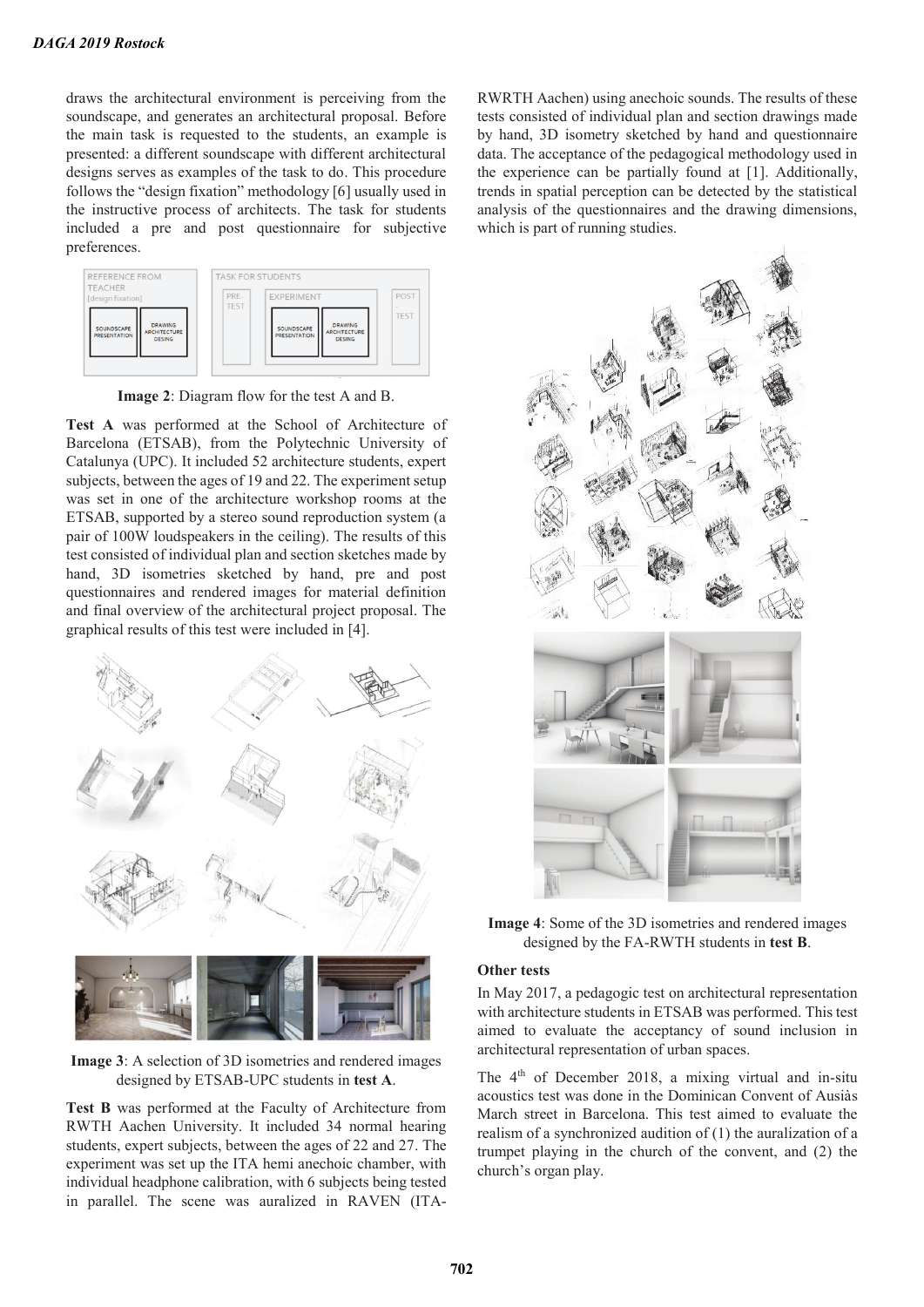draws the architectural environment is perceiving from the soundscape, and generates an architectural proposal. Before the main task is requested to the students, an example is presented: a different soundscape with different architectural designs serves as examples of the task to do. This procedure follows the "design fixation" methodology [6] usually used in the instructive process of architects. The task for students included a pre and post questionnaire for subjective preferences.

**Image 2**: Diagram flow for the test A and B.

**Test A** was performed at the School of Architecture of Barcelona (ETSAB), from the Polytechnic University of Catalunya (UPC). It included 52 architecture students, expert subjects, between the ages of 19 and 22. The experiment setup was set in one of the architecture workshop rooms at the ETSAB, supported by a stereo sound reproduction system (a pair of 100W loudspeakers in the ceiling). The results of this test consisted of individual plan and section sketches made by hand, 3D isometries sketched by hand, pre and post questionnaires and rendered images for material definition and final overview of the architectural project proposal. The graphical results of this test were included in [4].

**Image 3**: A selection of 3D isometries and rendered images designed by ETSAB-UPC students in **test A**.

**Test B** was performed at the Faculty of Architecture from RWTH Aachen University. It included 34 normal hearing students, expert subjects, between the ages of 22 and 27. The experiment was set up the ITA hemi anechoic chamber, with individual headphone calibration, with 6 subjects being tested in parallel. The scene was auralized in RAVEN (ITA-RWRTH Aachen) using anechoic sounds. The results of these tests consisted of individual plan and section drawings made by hand, 3D isometry sketched by hand and questionnaire data. The acceptance of the pedagogical methodology used in the experience can be partially found at [1]. Additionally, trends in spatial perception can be detected by the statistical analysis of the questionnaires and the drawing dimensions, which is part of running studies.

**Image 4**: Some of the 3D isometries and rendered images designed by the FA-RWTH students in **test B**.

### Other tests

In May 2017, a pedagogic test on architectural representation with architecture students in ETSAB was performed. This test aimed to evaluate the acceptancy of sound inclusion in architectural representation of urban spaces.

The 4th of December 2018, a mixing virtual and in-situ acoustics test was done in the Dominican Convent of Ausiàs March street in Barcelona. This test aimed to evaluate the realism of a synchronized audition of (1) the auralization of a trumpet playing in the church of the convent, and (2) the church's organ play.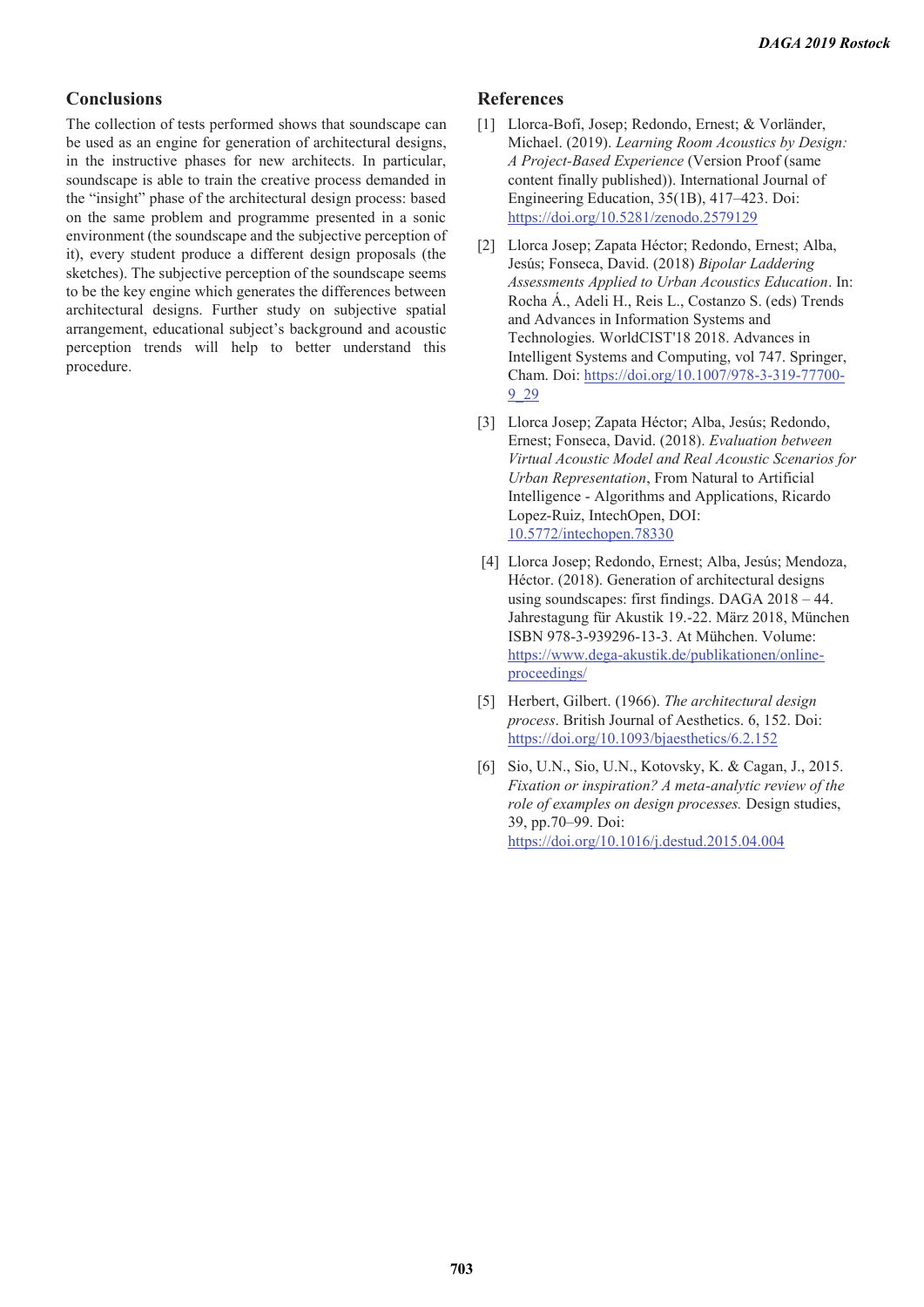## Conclusions

The collection of tests performed shows that soundscape can be used as an engine for generation of architectural designs, in the instructive phases for new architects. In particular, soundscape is able to train the creative process demanded in the "insight" phase of the architectural design process: based on the same problem and programme presented in a sonic environment (the soundscape and the subjective perception of it), every student produce a different design proposals (the sketches). The subjective perception of the soundscape seems to be the key engine which generates the differences between architectural designs. Further study on subjective spatial arrangement, educational subject's background and acoustic perception trends will help to better understand this procedure.

## References

[1] Llorca-Bofí, Josep; Redondo, Ernest; & Vorländer, Michael. (2019). *Learning Room Acoustics by Design: A Project-Based Experience* (Version Proof (same content finally published)). International Journal of Engineering Education, 35(1B), 417–423. Doi: https://doi.org/10.5281/zenodo.2579129

[2] Llorca Josep; Zapata Héctor; Redondo, Ernest; Alba, Jesús; Fonseca, David. (2018) *Bipolar Laddering Assessments Applied to Urban Acoustics Education*. In: Rocha Á., Adeli H., Reis L., Costanzo S. (eds) Trends and Advances in Information Systems and Technologies. WorldCIST'18 2018. Advances in Intelligent Systems and Computing, vol 747. Springer, Cham. Doi: https://doi.org/10.1007/978-3-319-77700-9_29

[3] Llorca Josep; Zapata Héctor; Alba, Jesús; Redondo, Ernest; Fonseca, David. (2018). *Evaluation between Virtual Acoustic Model and Real Acoustic Scenarios for Urban Representation*, From Natural to Artificial Intelligence - Algorithms and Applications, Ricardo Lopez-Ruiz, IntechOpen, DOI: 10.5772/intechopen.78330

[4] Llorca Josep; Redondo, Ernest; Alba, Jesús; Mendoza, Héctor. (2018). Generation of architectural designs using soundscapes: first findings. DAGA 2018 – 44. Jahrestagung für Akustik 19.-22. März 2018, München ISBN 978-3-939296-13-3. At Mühchen. Volume: https://www.dega-akustik.de/publikationen/online-proceedings/

[5] Herbert, Gilbert. (1966). *The architectural design process*. British Journal of Aesthetics. 6, 152. Doi: https://doi.org/10.1093/bjaesthetics/6.2.152

[6] Sio, U.N., Sio, U.N., Kotovsky, K. & Cagan, J., 2015. *Fixation or inspiration? A meta-analytic review of the role of examples on design processes.* Design studies, 39, pp.70–99. Doi: https://doi.org/10.1016/j.destud.2015.04.004